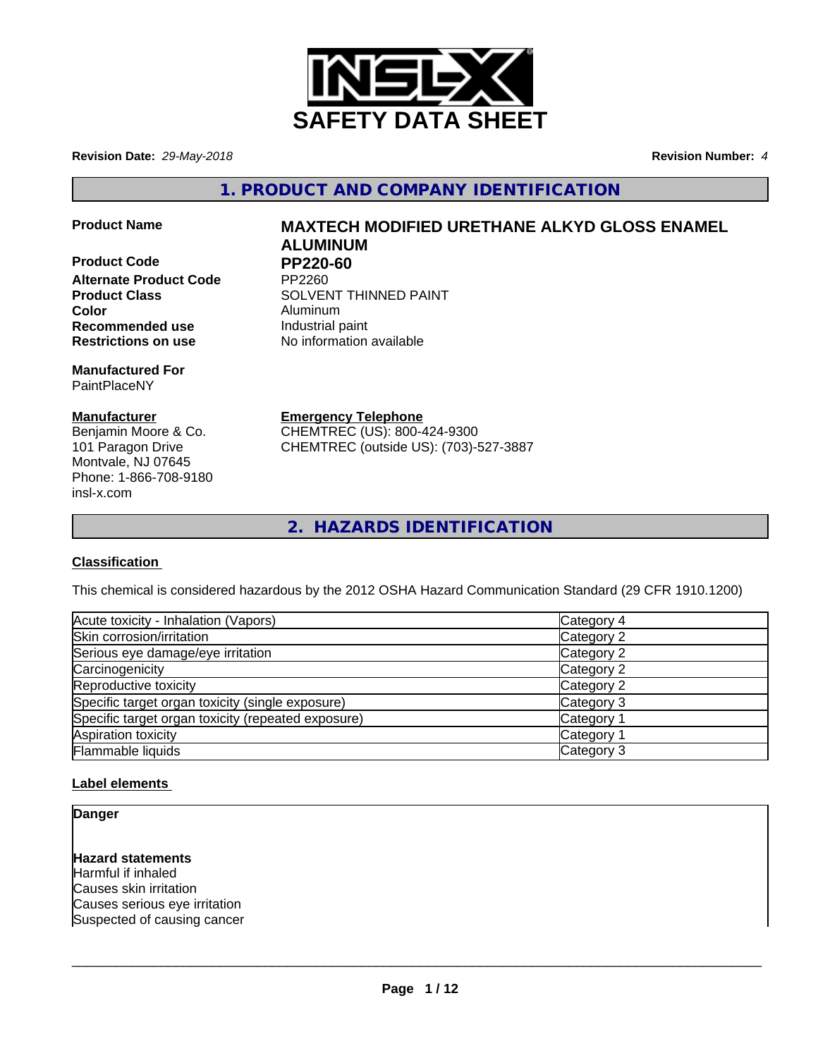# SAFETY DATA SHEET

**Revision Date:** *29-May-2018* **Revision Number:** *4*

## 1. PRODUCT AND COMPANY IDENTIFICATION

**Product Name** **MAXTECH MODIFIED URETHANE ALKYD GLOSS ENAMEL ALUMINUM**

**Product Code** **PP220-60**

**Alternate Product Code** PP2260

**Product Class** SOLVENT THINNED PAINT

**Color** Aluminum

**Recommended use** Industrial paint

**Restrictions on use** No information available

**Manufactured For**
PaintPlaceNY

**Manufacturer**
Benjamin Moore & Co.
101 Paragon Drive
Montvale, NJ 07645
Phone: 1-866-708-9180
insl-x.com

**Emergency Telephone**
CHEMTREC (US): 800-424-9300
CHEMTREC (outside US): (703)-527-3887

## 2. HAZARDS IDENTIFICATION

### Classification

This chemical is considered hazardous by the 2012 OSHA Hazard Communication Standard (29 CFR 1910.1200)

| Hazard | Category |
|---|---|
| Acute toxicity - Inhalation (Vapors) | Category 4 |
| Skin corrosion/irritation | Category 2 |
| Serious eye damage/eye irritation | Category 2 |
| Carcinogenicity | Category 2 |
| Reproductive toxicity | Category 2 |
| Specific target organ toxicity (single exposure) | Category 3 |
| Specific target organ toxicity (repeated exposure) | Category 1 |
| Aspiration toxicity | Category 1 |
| Flammable liquids | Category 3 |

### Label elements

**Danger**

**Hazard statements**
Harmful if inhaled
Causes skin irritation
Causes serious eye irritation
Suspected of causing cancer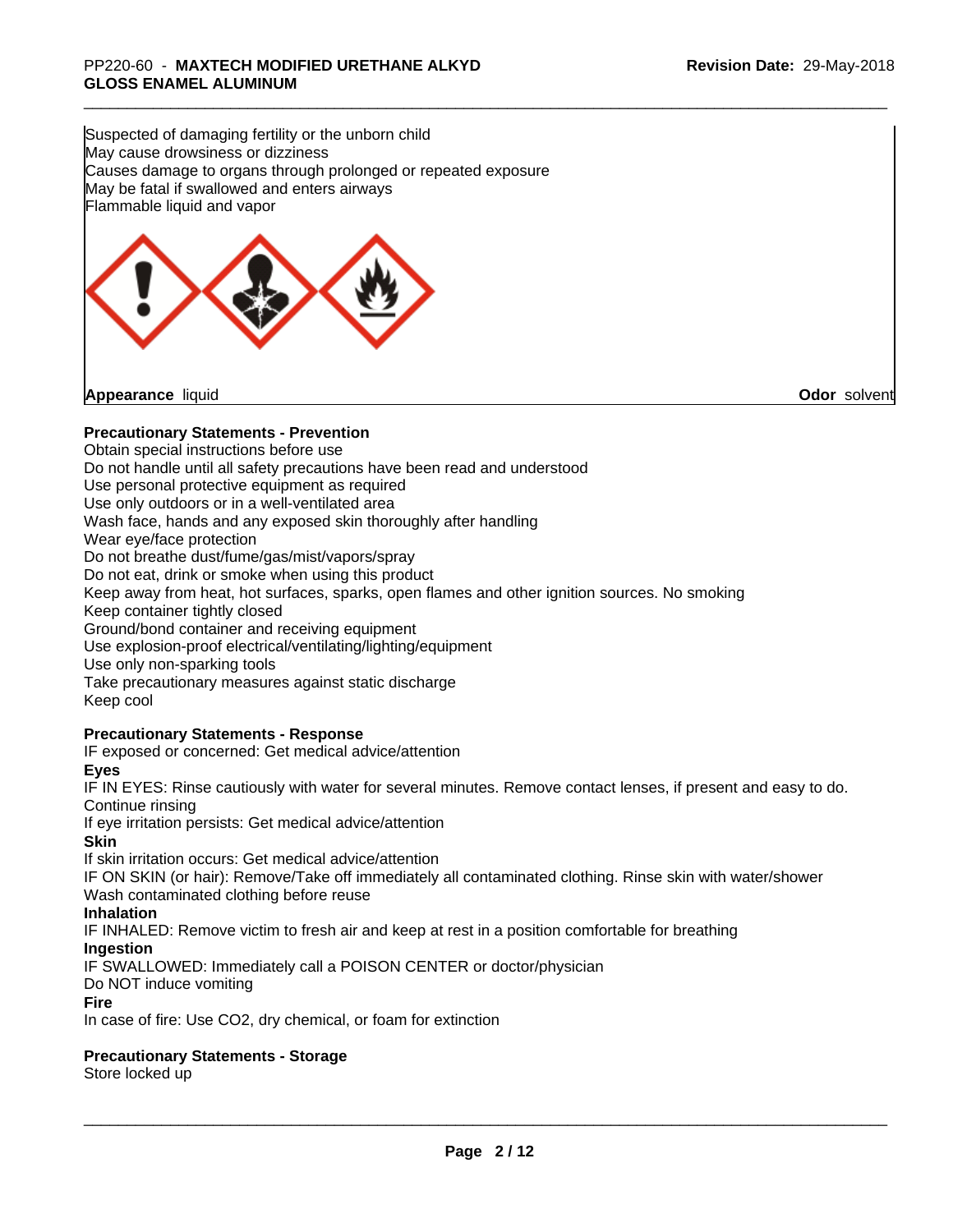Suspected of damaging fertility or the unborn child
May cause drowsiness or dizziness
Causes damage to organs through prolonged or repeated exposure
May be fatal if swallowed and enters airways
Flammable liquid and vapor

**Appearance** liquid **Odor** solvent

**Precautionary Statements - Prevention**

Obtain special instructions before use
Do not handle until all safety precautions have been read and understood
Use personal protective equipment as required
Use only outdoors or in a well-ventilated area
Wash face, hands and any exposed skin thoroughly after handling
Wear eye/face protection
Do not breathe dust/fume/gas/mist/vapors/spray
Do not eat, drink or smoke when using this product
Keep away from heat, hot surfaces, sparks, open flames and other ignition sources. No smoking
Keep container tightly closed
Ground/bond container and receiving equipment
Use explosion-proof electrical/ventilating/lighting/equipment
Use only non-sparking tools
Take precautionary measures against static discharge
Keep cool

**Precautionary Statements - Response**

IF exposed or concerned: Get medical advice/attention

**Eyes**

IF IN EYES: Rinse cautiously with water for several minutes. Remove contact lenses, if present and easy to do. Continue rinsing
If eye irritation persists: Get medical advice/attention

**Skin**

If skin irritation occurs: Get medical advice/attention
IF ON SKIN (or hair): Remove/Take off immediately all contaminated clothing. Rinse skin with water/shower
Wash contaminated clothing before reuse

**Inhalation**

IF INHALED: Remove victim to fresh air and keep at rest in a position comfortable for breathing

**Ingestion**

IF SWALLOWED: Immediately call a POISON CENTER or doctor/physician
Do NOT induce vomiting

**Fire**

In case of fire: Use CO2, dry chemical, or foam for extinction

**Precautionary Statements - Storage**

Store locked up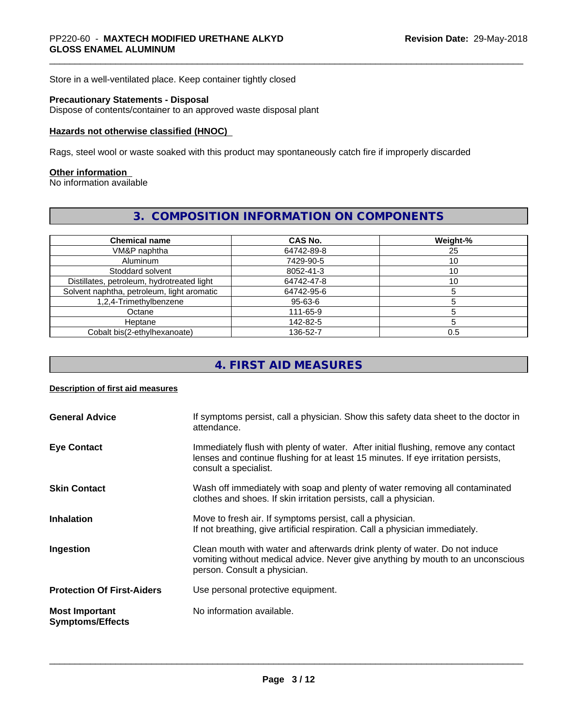Store in a well-ventilated place. Keep container tightly closed

**Precautionary Statements - Disposal**
Dispose of contents/container to an approved waste disposal plant

**Hazards not otherwise classified (HNOC)**

Rags, steel wool or waste soaked with this product may spontaneously catch fire if improperly discarded

**Other information**
No information available

## 3. COMPOSITION INFORMATION ON COMPONENTS

| Chemical name | CAS No. | Weight-% |
|---|---|---|
| VM&P naphtha | 64742-89-8 | 25 |
| Aluminum | 7429-90-5 | 10 |
| Stoddard solvent | 8052-41-3 | 10 |
| Distillates, petroleum, hydrotreated light | 64742-47-8 | 10 |
| Solvent naphtha, petroleum, light aromatic | 64742-95-6 | 5 |
| 1,2,4-Trimethylbenzene | 95-63-6 | 5 |
| Octane | 111-65-9 | 5 |
| Heptane | 142-82-5 | 5 |
| Cobalt bis(2-ethylhexanoate) | 136-52-7 | 0.5 |

## 4. FIRST AID MEASURES

**Description of first aid measures**

**General Advice** — If symptoms persist, call a physician. Show this safety data sheet to the doctor in attendance.

**Eye Contact** — Immediately flush with plenty of water. After initial flushing, remove any contact lenses and continue flushing for at least 15 minutes. If eye irritation persists, consult a specialist.

**Skin Contact** — Wash off immediately with soap and plenty of water removing all contaminated clothes and shoes. If skin irritation persists, call a physician.

**Inhalation** — Move to fresh air. If symptoms persist, call a physician.
If not breathing, give artificial respiration. Call a physician immediately.

**Ingestion** — Clean mouth with water and afterwards drink plenty of water. Do not induce vomiting without medical advice. Never give anything by mouth to an unconscious person. Consult a physician.

**Protection Of First-Aiders** — Use personal protective equipment.

**Most Important Symptoms/Effects** — No information available.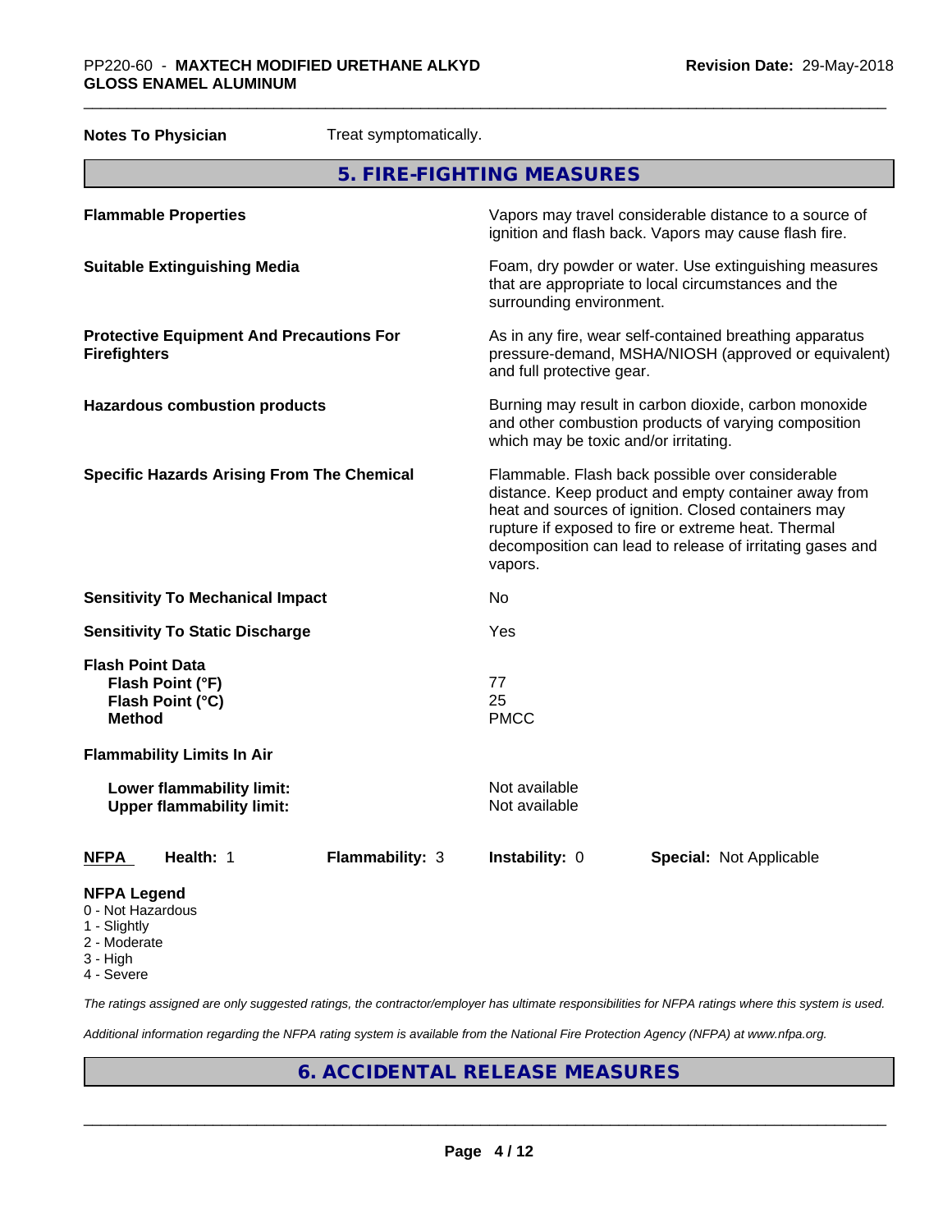**Notes To Physician** Treat symptomatically.

## 5. FIRE-FIGHTING MEASURES

| | |
|---|---|
| **Flammable Properties** | Vapors may travel considerable distance to a source of ignition and flash back. Vapors may cause flash fire. |
| **Suitable Extinguishing Media** | Foam, dry powder or water. Use extinguishing measures that are appropriate to local circumstances and the surrounding environment. |
| **Protective Equipment And Precautions For Firefighters** | As in any fire, wear self-contained breathing apparatus pressure-demand, MSHA/NIOSH (approved or equivalent) and full protective gear. |
| **Hazardous combustion products** | Burning may result in carbon dioxide, carbon monoxide and other combustion products of varying composition which may be toxic and/or irritating. |
| **Specific Hazards Arising From The Chemical** | Flammable. Flash back possible over considerable distance. Keep product and empty container away from heat and sources of ignition. Closed containers may rupture if exposed to fire or extreme heat. Thermal decomposition can lead to release of irritating gases and vapors. |
| **Sensitivity To Mechanical Impact** | No |
| **Sensitivity To Static Discharge** | Yes |

**Flash Point Data**

| | |
|---|---|
| **Flash Point (°F)** | 77 |
| **Flash Point (°C)** | 25 |
| **Method** | PMCC |

**Flammability Limits In Air**

| | |
|---|---|
| **Lower flammability limit:** | Not available |
| **Upper flammability limit:** | Not available |

| NFPA | Health: 1 | Flammability: 3 | Instability: 0 | Special: Not Applicable |
|---|---|---|---|---|

**NFPA Legend**
- 0 - Not Hazardous
- 1 - Slightly
- 2 - Moderate
- 3 - High
- 4 - Severe

*The ratings assigned are only suggested ratings, the contractor/employer has ultimate responsibilities for NFPA ratings where this system is used.*

*Additional information regarding the NFPA rating system is available from the National Fire Protection Agency (NFPA) at www.nfpa.org.*

## 6. ACCIDENTAL RELEASE MEASURES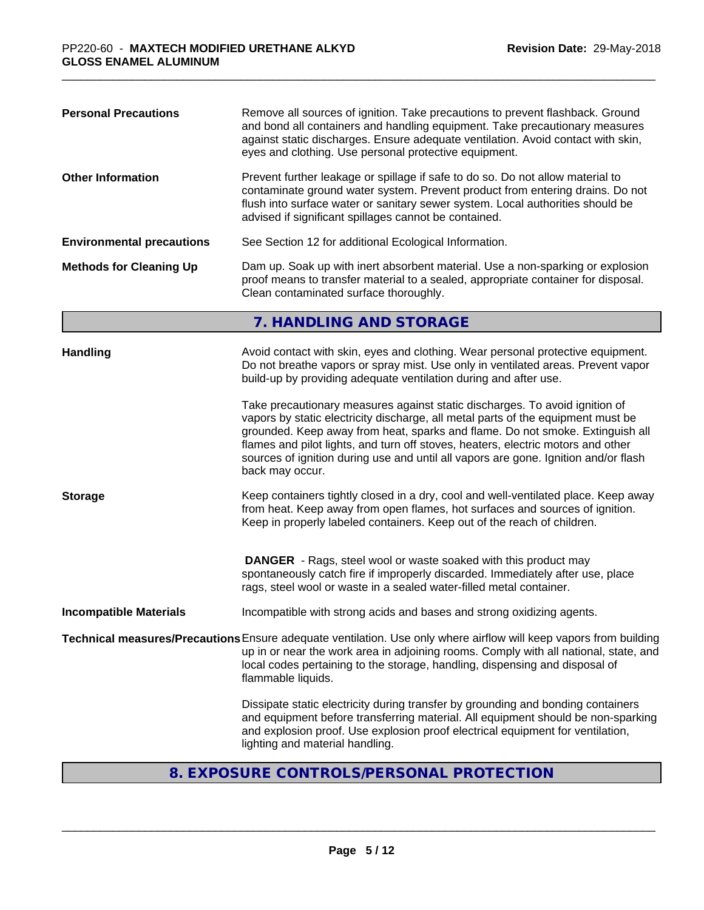**Personal Precautions** — Remove all sources of ignition. Take precautions to prevent flashback. Ground and bond all containers and handling equipment. Take precautionary measures against static discharges. Ensure adequate ventilation. Avoid contact with skin, eyes and clothing. Use personal protective equipment.

**Other Information** — Prevent further leakage or spillage if safe to do so. Do not allow material to contaminate ground water system. Prevent product from entering drains. Do not flush into surface water or sanitary sewer system. Local authorities should be advised if significant spillages cannot be contained.

**Environmental precautions** — See Section 12 for additional Ecological Information.

**Methods for Cleaning Up** — Dam up. Soak up with inert absorbent material. Use a non-sparking or explosion proof means to transfer material to a sealed, appropriate container for disposal. Clean contaminated surface thoroughly.

## 7. HANDLING AND STORAGE

**Handling** — Avoid contact with skin, eyes and clothing. Wear personal protective equipment. Do not breathe vapors or spray mist. Use only in ventilated areas. Prevent vapor build-up by providing adequate ventilation during and after use.

Take precautionary measures against static discharges. To avoid ignition of vapors by static electricity discharge, all metal parts of the equipment must be grounded. Keep away from heat, sparks and flame. Do not smoke. Extinguish all flames and pilot lights, and turn off stoves, heaters, electric motors and other sources of ignition during use and until all vapors are gone. Ignition and/or flash back may occur.

**Storage** — Keep containers tightly closed in a dry, cool and well-ventilated place. Keep away from heat. Keep away from open flames, hot surfaces and sources of ignition. Keep in properly labeled containers. Keep out of the reach of children.

**DANGER** - Rags, steel wool or waste soaked with this product may spontaneously catch fire if improperly discarded. Immediately after use, place rags, steel wool or waste in a sealed water-filled metal container.

**Incompatible Materials** — Incompatible with strong acids and bases and strong oxidizing agents.

**Technical measures/Precautions** — Ensure adequate ventilation. Use only where airflow will keep vapors from building up in or near the work area in adjoining rooms. Comply with all national, state, and local codes pertaining to the storage, handling, dispensing and disposal of flammable liquids.

Dissipate static electricity during transfer by grounding and bonding containers and equipment before transferring material. All equipment should be non-sparking and explosion proof. Use explosion proof electrical equipment for ventilation, lighting and material handling.

## 8. EXPOSURE CONTROLS/PERSONAL PROTECTION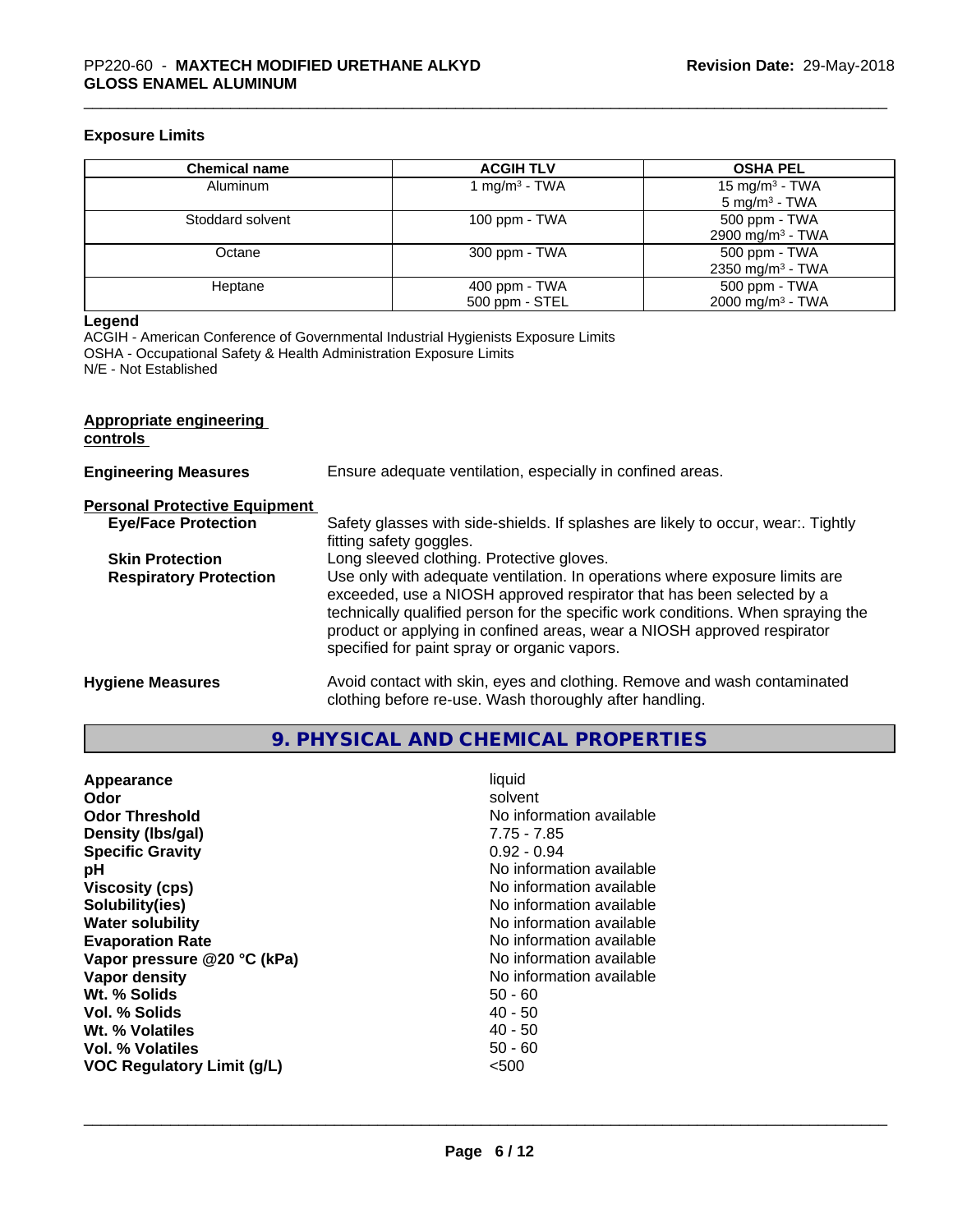### Exposure Limits

| Chemical name | ACGIH TLV | OSHA PEL |
|---|---|---|
| Aluminum | 1 mg/m³ - TWA | 15 mg/m³ - TWA<br>5 mg/m³ - TWA |
| Stoddard solvent | 100 ppm - TWA | 500 ppm - TWA<br>2900 mg/m³ - TWA |
| Octane | 300 ppm - TWA | 500 ppm - TWA<br>2350 mg/m³ - TWA |
| Heptane | 400 ppm - TWA<br>500 ppm - STEL | 500 ppm - TWA<br>2000 mg/m³ - TWA |

**Legend**
ACGIH - American Conference of Governmental Industrial Hygienists Exposure Limits
OSHA - Occupational Safety & Health Administration Exposure Limits
N/E - Not Established

**Appropriate engineering controls**

**Engineering Measures** Ensure adequate ventilation, especially in confined areas.

**Personal Protective Equipment**

**Eye/Face Protection** Safety glasses with side-shields. If splashes are likely to occur, wear:. Tightly fitting safety goggles.

**Skin Protection** Long sleeved clothing. Protective gloves.

**Respiratory Protection** Use only with adequate ventilation. In operations where exposure limits are exceeded, use a NIOSH approved respirator that has been selected by a technically qualified person for the specific work conditions. When spraying the product or applying in confined areas, wear a NIOSH approved respirator specified for paint spray or organic vapors.

**Hygiene Measures** Avoid contact with skin, eyes and clothing. Remove and wash contaminated clothing before re-use. Wash thoroughly after handling.

## 9. PHYSICAL AND CHEMICAL PROPERTIES

| | |
|---|---|
| **Appearance** | liquid |
| **Odor** | solvent |
| **Odor Threshold** | No information available |
| **Density (lbs/gal)** | 7.75 - 7.85 |
| **Specific Gravity** | 0.92 - 0.94 |
| **pH** | No information available |
| **Viscosity (cps)** | No information available |
| **Solubility(ies)** | No information available |
| **Water solubility** | No information available |
| **Evaporation Rate** | No information available |
| **Vapor pressure @20 °C (kPa)** | No information available |
| **Vapor density** | No information available |
| **Wt. % Solids** | 50 - 60 |
| **Vol. % Solids** | 40 - 50 |
| **Wt. % Volatiles** | 40 - 50 |
| **Vol. % Volatiles** | 50 - 60 |
| **VOC Regulatory Limit (g/L)** | <500 |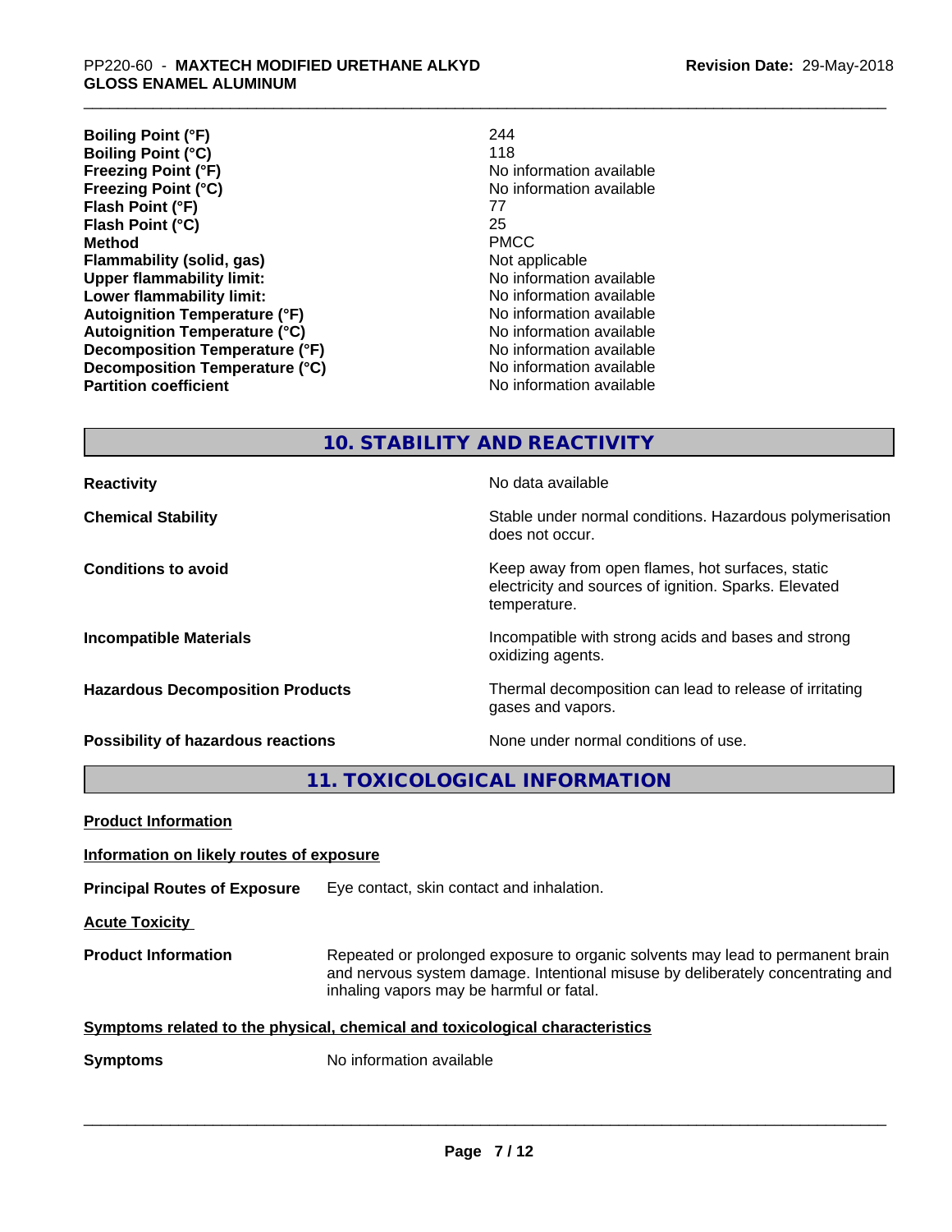| | |
|---|---|
| **Boiling Point (°F)** | 244 |
| **Boiling Point (°C)** | 118 |
| **Freezing Point (°F)** | No information available |
| **Freezing Point (°C)** | No information available |
| **Flash Point (°F)** | 77 |
| **Flash Point (°C)** | 25 |
| **Method** | PMCC |
| **Flammability (solid, gas)** | Not applicable |
| **Upper flammability limit:** | No information available |
| **Lower flammability limit:** | No information available |
| **Autoignition Temperature (°F)** | No information available |
| **Autoignition Temperature (°C)** | No information available |
| **Decomposition Temperature (°F)** | No information available |
| **Decomposition Temperature (°C)** | No information available |
| **Partition coefficient** | No information available |

## 10. STABILITY AND REACTIVITY

| | |
|---|---|
| **Reactivity** | No data available |
| **Chemical Stability** | Stable under normal conditions. Hazardous polymerisation does not occur. |
| **Conditions to avoid** | Keep away from open flames, hot surfaces, static electricity and sources of ignition. Sparks. Elevated temperature. |
| **Incompatible Materials** | Incompatible with strong acids and bases and strong oxidizing agents. |
| **Hazardous Decomposition Products** | Thermal decomposition can lead to release of irritating gases and vapors. |
| **Possibility of hazardous reactions** | None under normal conditions of use. |

## 11. TOXICOLOGICAL INFORMATION

**Product Information**

**Information on likely routes of exposure**

**Principal Routes of Exposure** Eye contact, skin contact and inhalation.

**Acute Toxicity**

**Product Information** Repeated or prolonged exposure to organic solvents may lead to permanent brain and nervous system damage. Intentional misuse by deliberately concentrating and inhaling vapors may be harmful or fatal.

**Symptoms related to the physical, chemical and toxicological characteristics**

**Symptoms** No information available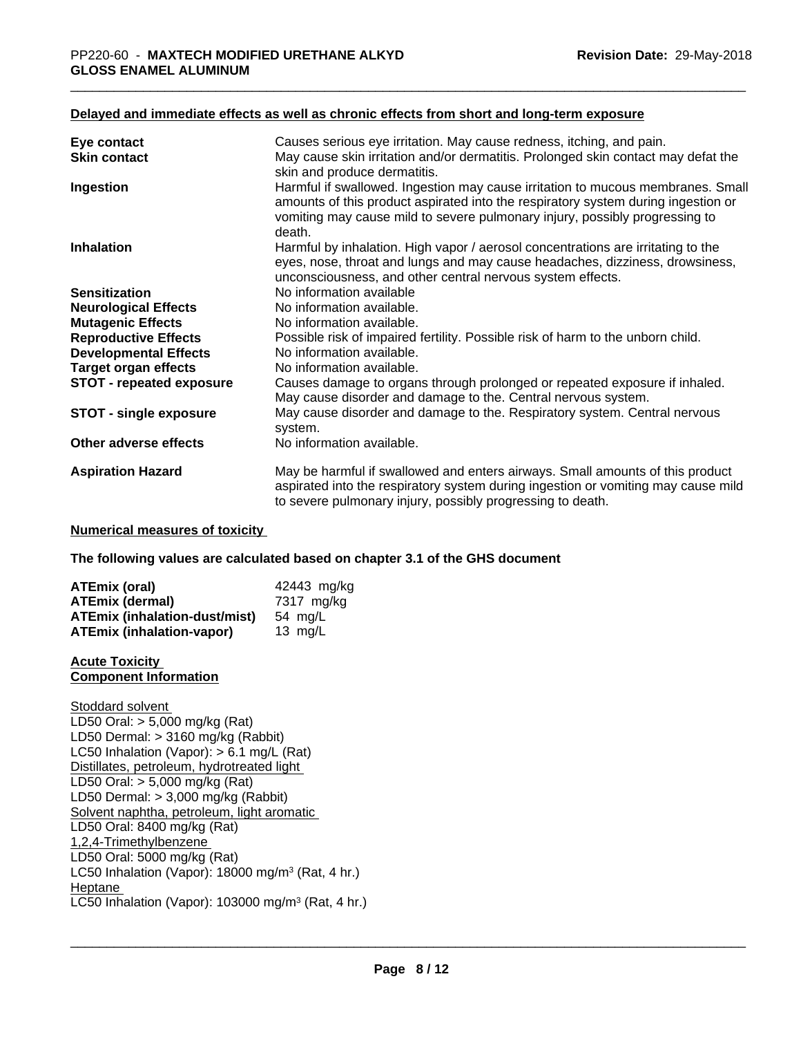**Delayed and immediate effects as well as chronic effects from short and long-term exposure**

| | |
|---|---|
| **Eye contact** | Causes serious eye irritation. May cause redness, itching, and pain. |
| **Skin contact** | May cause skin irritation and/or dermatitis. Prolonged skin contact may defat the skin and produce dermatitis. |
| **Ingestion** | Harmful if swallowed. Ingestion may cause irritation to mucous membranes. Small amounts of this product aspirated into the respiratory system during ingestion or vomiting may cause mild to severe pulmonary injury, possibly progressing to death. |
| **Inhalation** | Harmful by inhalation. High vapor / aerosol concentrations are irritating to the eyes, nose, throat and lungs and may cause headaches, dizziness, drowsiness, unconsciousness, and other central nervous system effects. |
| **Sensitization** | No information available |
| **Neurological Effects** | No information available. |
| **Mutagenic Effects** | No information available. |
| **Reproductive Effects** | Possible risk of impaired fertility. Possible risk of harm to the unborn child. |
| **Developmental Effects** | No information available. |
| **Target organ effects** | No information available. |
| **STOT - repeated exposure** | Causes damage to organs through prolonged or repeated exposure if inhaled. May cause disorder and damage to the. Central nervous system. |
| **STOT - single exposure** | May cause disorder and damage to the. Respiratory system. Central nervous system. |
| **Other adverse effects** | No information available. |
| **Aspiration Hazard** | May be harmful if swallowed and enters airways. Small amounts of this product aspirated into the respiratory system during ingestion or vomiting may cause mild to severe pulmonary injury, possibly progressing to death. |

**Numerical measures of toxicity**

**The following values are calculated based on chapter 3.1 of the GHS document**

| | |
|---|---|
| **ATEmix (oral)** | 42443 mg/kg |
| **ATEmix (dermal)** | 7317 mg/kg |
| **ATEmix (inhalation-dust/mist)** | 54 mg/L |
| **ATEmix (inhalation-vapor)** | 13 mg/L |

**Acute Toxicity**
**Component Information**

Stoddard solvent
LD50 Oral: > 5,000 mg/kg (Rat)
LD50 Dermal: > 3160 mg/kg (Rabbit)
LC50 Inhalation (Vapor): > 6.1 mg/L (Rat)
Distillates, petroleum, hydrotreated light
LD50 Oral: > 5,000 mg/kg (Rat)
LD50 Dermal: > 3,000 mg/kg (Rabbit)
Solvent naphtha, petroleum, light aromatic
LD50 Oral: 8400 mg/kg (Rat)
1,2,4-Trimethylbenzene
LD50 Oral: 5000 mg/kg (Rat)
LC50 Inhalation (Vapor): 18000 $mg/m^3$ (Rat, 4 hr.)
Heptane
LC50 Inhalation (Vapor): 103000 $mg/m^3$ (Rat, 4 hr.)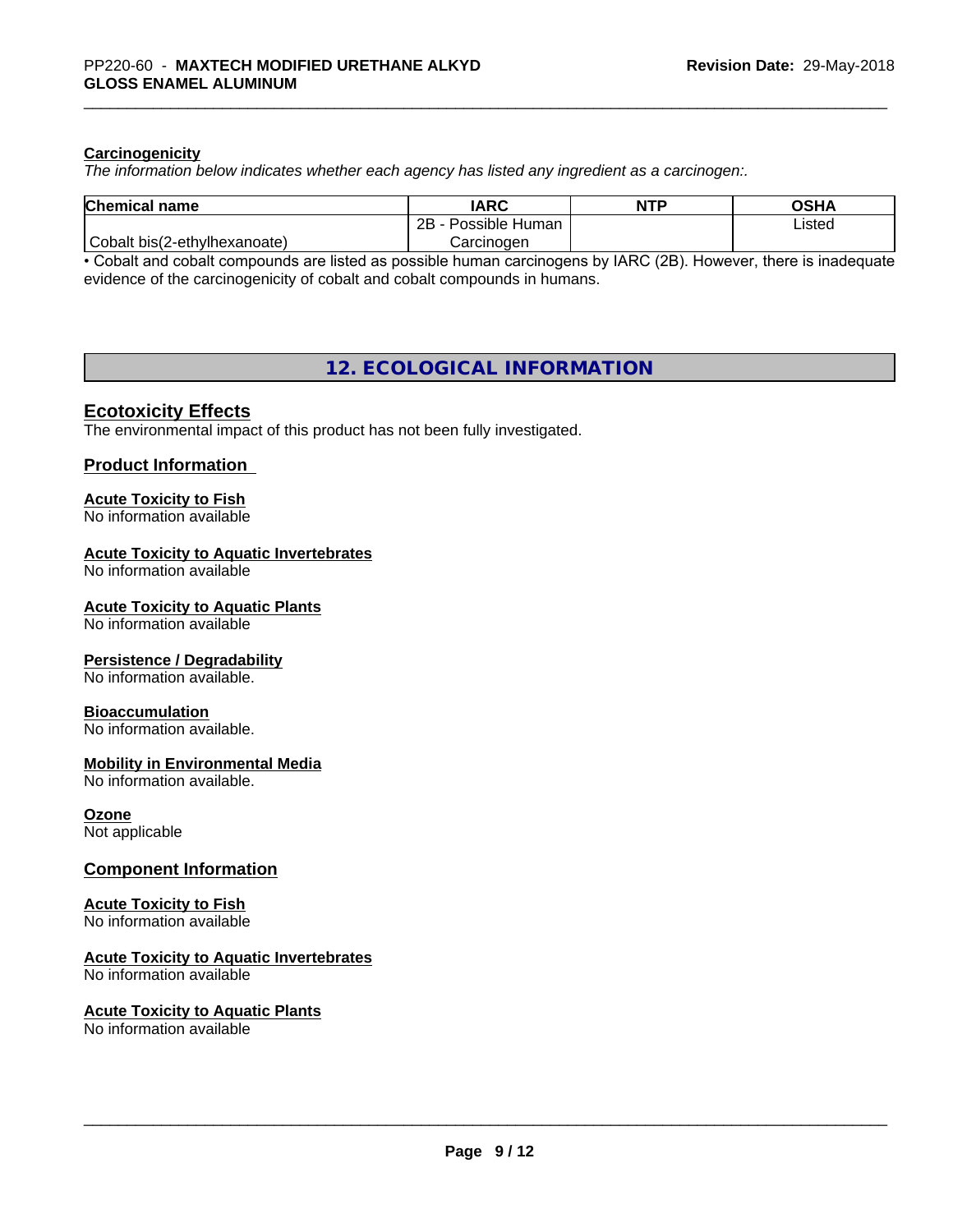**Carcinogenicity**

*The information below indicates whether each agency has listed any ingredient as a carcinogen:.*

| Chemical name | IARC | NTP | OSHA |
|---|---|---|---|
| Cobalt bis(2-ethylhexanoate) | 2B - Possible Human Carcinogen | | Listed |

• Cobalt and cobalt compounds are listed as possible human carcinogens by IARC (2B). However, there is inadequate evidence of the carcinogenicity of cobalt and cobalt compounds in humans.

# 12. ECOLOGICAL INFORMATION

## Ecotoxicity Effects

The environmental impact of this product has not been fully investigated.

## Product Information

**Acute Toxicity to Fish**
No information available

**Acute Toxicity to Aquatic Invertebrates**
No information available

**Acute Toxicity to Aquatic Plants**
No information available

**Persistence / Degradability**
No information available.

**Bioaccumulation**
No information available.

**Mobility in Environmental Media**
No information available.

**Ozone**
Not applicable

## Component Information

**Acute Toxicity to Fish**
No information available

**Acute Toxicity to Aquatic Invertebrates**
No information available

**Acute Toxicity to Aquatic Plants**
No information available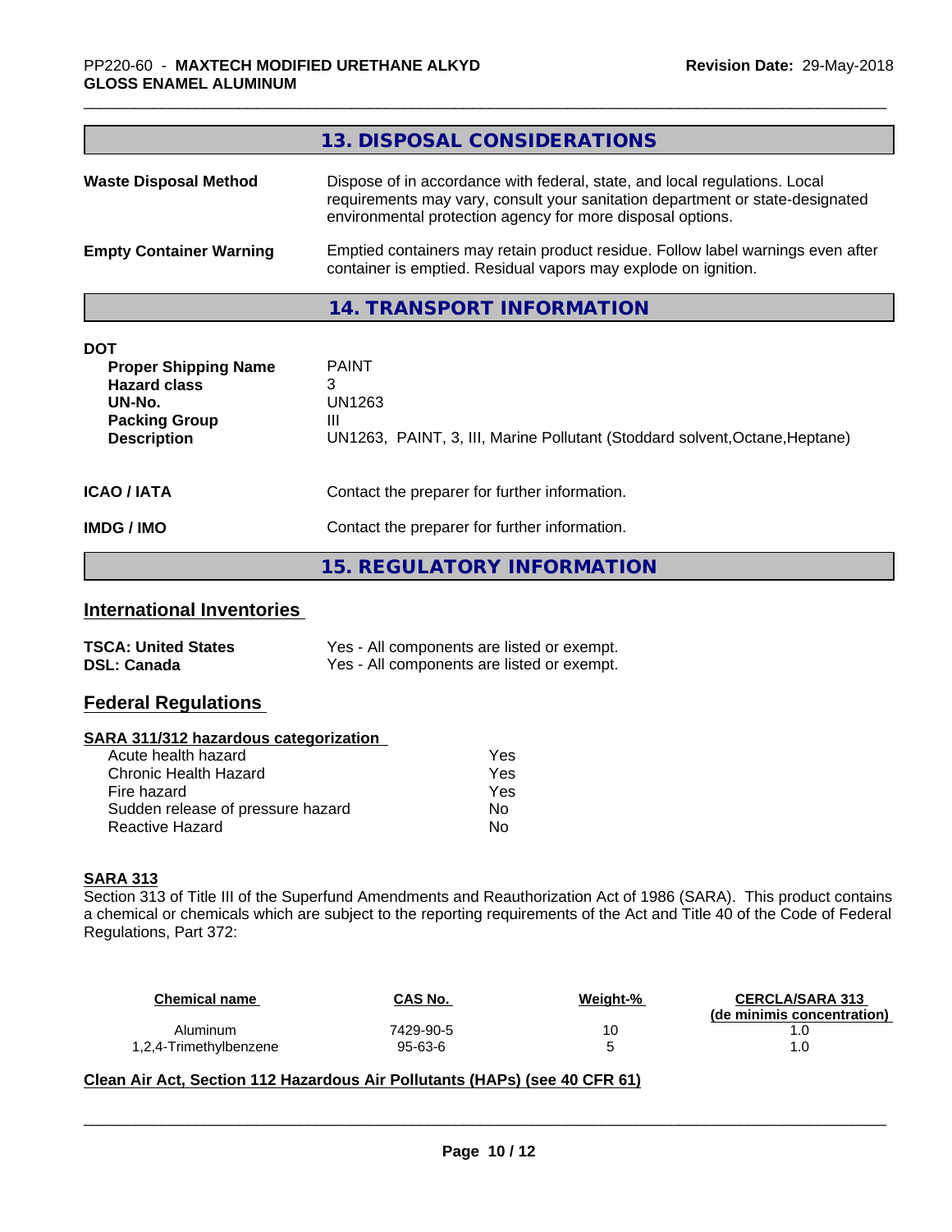## 13. DISPOSAL CONSIDERATIONS

| | |
|---|---|
| **Waste Disposal Method** | Dispose of in accordance with federal, state, and local regulations. Local requirements may vary, consult your sanitation department or state-designated environmental protection agency for more disposal options. |
| **Empty Container Warning** | Emptied containers may retain product residue. Follow label warnings even after container is emptied. Residual vapors may explode on ignition. |

## 14. TRANSPORT INFORMATION

**DOT**

| | |
|---|---|
| **Proper Shipping Name** | PAINT |
| **Hazard class** | 3 |
| **UN-No.** | UN1263 |
| **Packing Group** | III |
| **Description** | UN1263, PAINT, 3, III, Marine Pollutant (Stoddard solvent,Octane,Heptane) |

| | |
|---|---|
| **ICAO / IATA** | Contact the preparer for further information. |
| **IMDG / IMO** | Contact the preparer for further information. |

## 15. REGULATORY INFORMATION

### International Inventories

| | |
|---|---|
| **TSCA: United States** | Yes - All components are listed or exempt. |
| **DSL: Canada** | Yes - All components are listed or exempt. |

### Federal Regulations

**SARA 311/312 hazardous categorization**

| | |
|---|---|
| Acute health hazard | Yes |
| Chronic Health Hazard | Yes |
| Fire hazard | Yes |
| Sudden release of pressure hazard | No |
| Reactive Hazard | No |

**SARA 313**

Section 313 of Title III of the Superfund Amendments and Reauthorization Act of 1986 (SARA). This product contains a chemical or chemicals which are subject to the reporting requirements of the Act and Title 40 of the Code of Federal Regulations, Part 372:

| Chemical name | CAS No. | Weight-% | CERCLA/SARA 313 (de minimis concentration) |
|---|---|---|---|
| Aluminum | 7429-90-5 | 10 | 1.0 |
| 1,2,4-Trimethylbenzene | 95-63-6 | 5 | 1.0 |

**Clean Air Act, Section 112 Hazardous Air Pollutants (HAPs) (see 40 CFR 61)**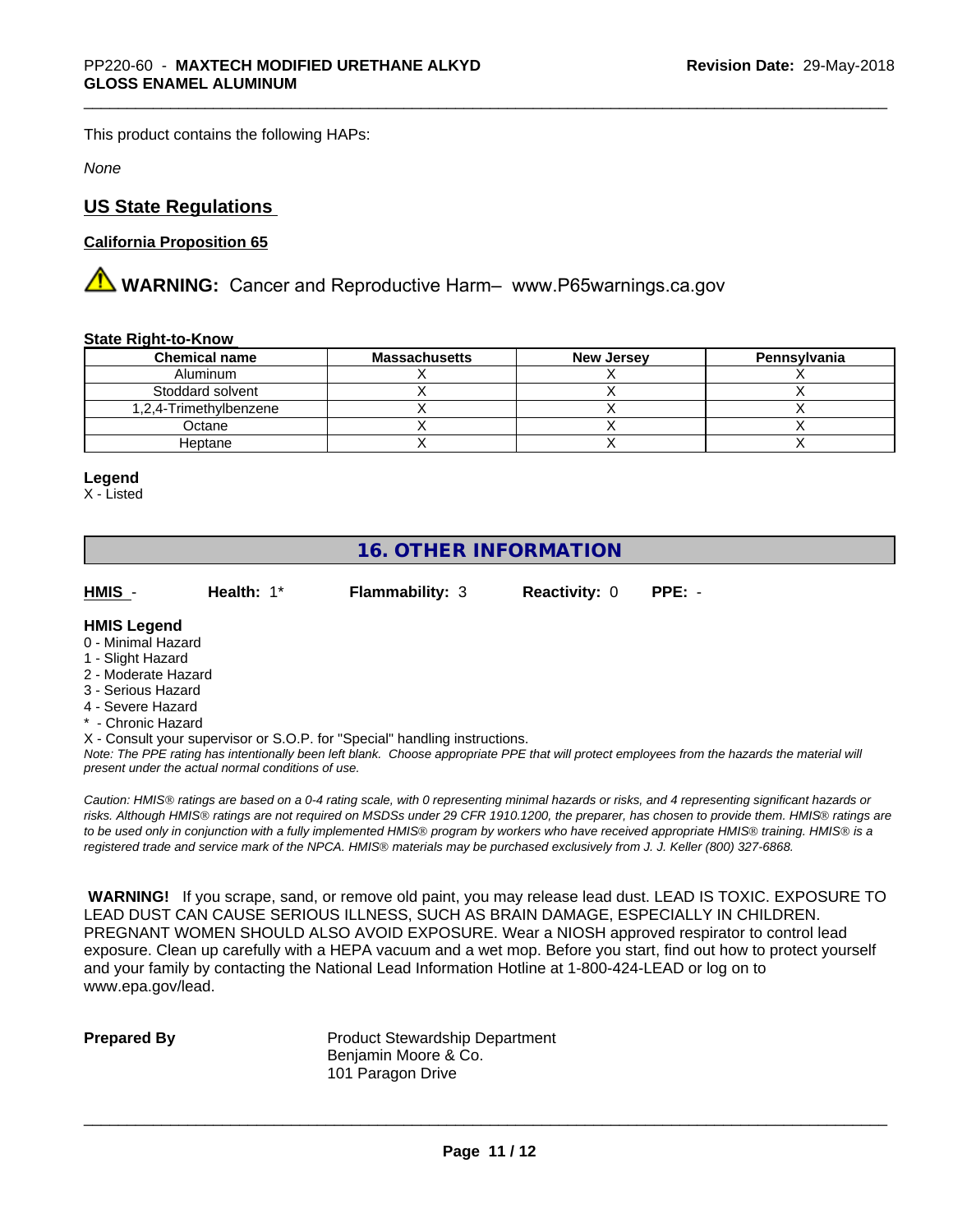This product contains the following HAPs:

*None*

## US State Regulations

### California Proposition 65

⚠ **WARNING:** Cancer and Reproductive Harm– www.P65warnings.ca.gov

**State Right-to-Know**

| Chemical name | Massachusetts | New Jersey | Pennsylvania |
| --- | --- | --- | --- |
| Aluminum | X | X | X |
| Stoddard solvent | X | X | X |
| 1,2,4-Trimethylbenzene | X | X | X |
| Octane | X | X | X |
| Heptane | X | X | X |

**Legend**
X - Listed

## 16. OTHER INFORMATION

**HMIS** - **Health:** 1* **Flammability:** 3 **Reactivity:** 0 **PPE:** -

**HMIS Legend**
0 - Minimal Hazard
1 - Slight Hazard
2 - Moderate Hazard
3 - Serious Hazard
4 - Severe Hazard
* - Chronic Hazard
X - Consult your supervisor or S.O.P. for "Special" handling instructions.
*Note: The PPE rating has intentionally been left blank. Choose appropriate PPE that will protect employees from the hazards the material will present under the actual normal conditions of use.*

*Caution: HMIS® ratings are based on a 0-4 rating scale, with 0 representing minimal hazards or risks, and 4 representing significant hazards or risks. Although HMIS® ratings are not required on MSDSs under 29 CFR 1910.1200, the preparer, has chosen to provide them. HMIS® ratings are to be used only in conjunction with a fully implemented HMIS® program by workers who have received appropriate HMIS® training. HMIS® is a registered trade and service mark of the NPCA. HMIS® materials may be purchased exclusively from J. J. Keller (800) 327-6868.*

**WARNING!** If you scrape, sand, or remove old paint, you may release lead dust. LEAD IS TOXIC. EXPOSURE TO LEAD DUST CAN CAUSE SERIOUS ILLNESS, SUCH AS BRAIN DAMAGE, ESPECIALLY IN CHILDREN. PREGNANT WOMEN SHOULD ALSO AVOID EXPOSURE. Wear a NIOSH approved respirator to control lead exposure. Clean up carefully with a HEPA vacuum and a wet mop. Before you start, find out how to protect yourself and your family by contacting the National Lead Information Hotline at 1-800-424-LEAD or log on to www.epa.gov/lead.

**Prepared By**
Product Stewardship Department
Benjamin Moore & Co.
101 Paragon Drive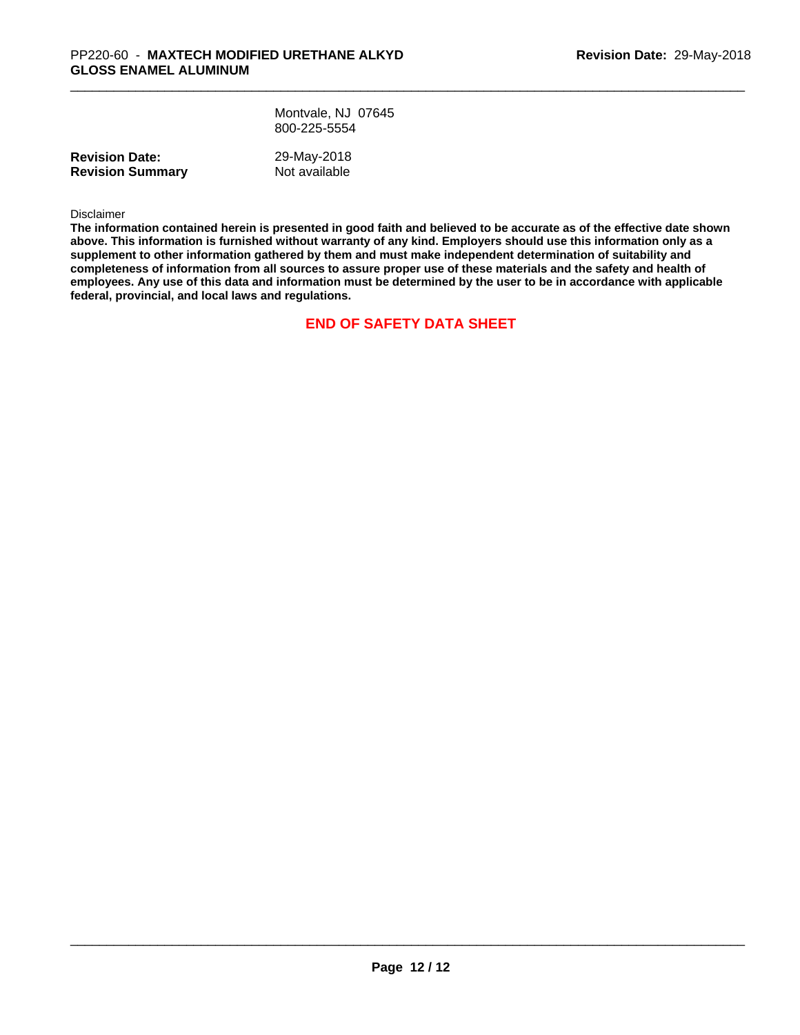Montvale, NJ  07645
800-225-5554

**Revision Date:** 29-May-2018
**Revision Summary** Not available

Disclaimer

**The information contained herein is presented in good faith and believed to be accurate as of the effective date shown above. This information is furnished without warranty of any kind. Employers should use this information only as a supplement to other information gathered by them and must make independent determination of suitability and completeness of information from all sources to assure proper use of these materials and the safety and health of employees. Any use of this data and information must be determined by the user to be in accordance with applicable federal, provincial, and local laws and regulations.**

**END OF SAFETY DATA SHEET**